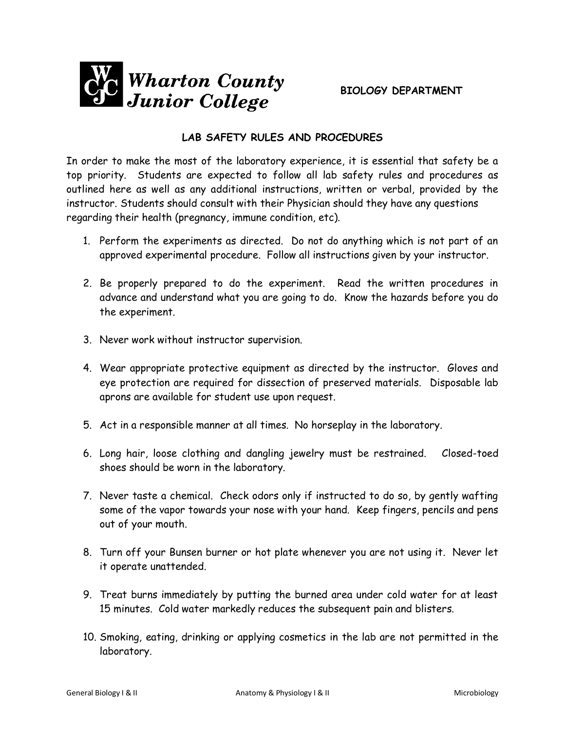**Wharton County Junior College**

**BIOLOGY DEPARTMENT**

# LAB SAFETY RULES AND PROCEDURES

In order to make the most of the laboratory experience, it is essential that safety be a top priority. Students are expected to follow all lab safety rules and procedures as outlined here as well as any additional instructions, written or verbal, provided by the instructor. Students should consult with their Physician should they have any questions regarding their health (pregnancy, immune condition, etc).

1. Perform the experiments as directed. Do not do anything which is not part of an approved experimental procedure. Follow all instructions given by your instructor.

2. Be properly prepared to do the experiment. Read the written procedures in advance and understand what you are going to do. Know the hazards before you do the experiment.

3. Never work without instructor supervision.

4. Wear appropriate protective equipment as directed by the instructor. Gloves and eye protection are required for dissection of preserved materials. Disposable lab aprons are available for student use upon request.

5. Act in a responsible manner at all times. No horseplay in the laboratory.

6. Long hair, loose clothing and dangling jewelry must be restrained. Closed-toed shoes should be worn in the laboratory.

7. Never taste a chemical. Check odors only if instructed to do so, by gently wafting some of the vapor towards your nose with your hand. Keep fingers, pencils and pens out of your mouth.

8. Turn off your Bunsen burner or hot plate whenever you are not using it. Never let it operate unattended.

9. Treat burns immediately by putting the burned area under cold water for at least 15 minutes. Cold water markedly reduces the subsequent pain and blisters.

10. Smoking, eating, drinking or applying cosmetics in the lab are not permitted in the laboratory.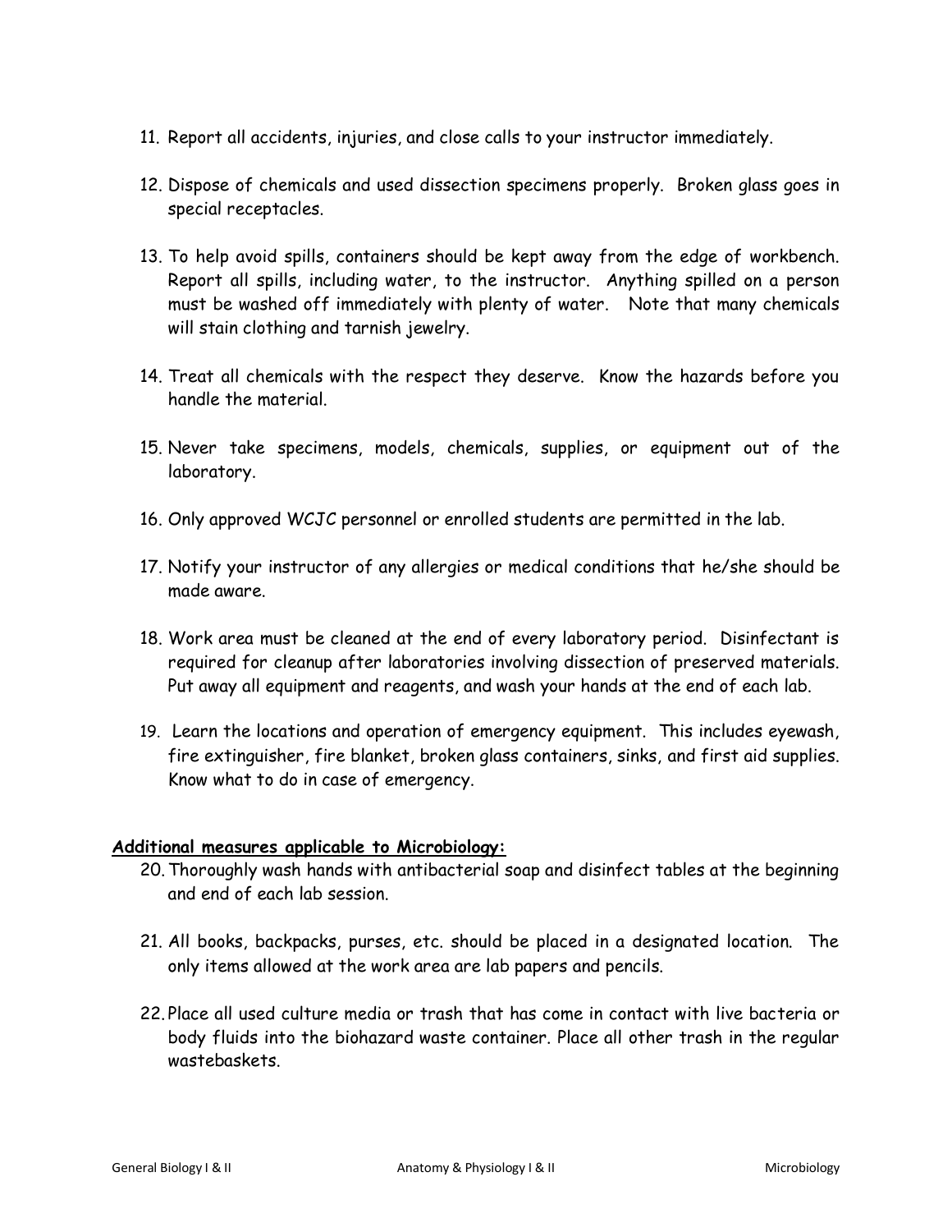11. Report all accidents, injuries, and close calls to your instructor immediately.

12. Dispose of chemicals and used dissection specimens properly. Broken glass goes in special receptacles.

13. To help avoid spills, containers should be kept away from the edge of workbench. Report all spills, including water, to the instructor. Anything spilled on a person must be washed off immediately with plenty of water. Note that many chemicals will stain clothing and tarnish jewelry.

14. Treat all chemicals with the respect they deserve. Know the hazards before you handle the material.

15. Never take specimens, models, chemicals, supplies, or equipment out of the laboratory.

16. Only approved WCJC personnel or enrolled students are permitted in the lab.

17. Notify your instructor of any allergies or medical conditions that he/she should be made aware.

18. Work area must be cleaned at the end of every laboratory period. Disinfectant is required for cleanup after laboratories involving dissection of preserved materials. Put away all equipment and reagents, and wash your hands at the end of each lab.

19. Learn the locations and operation of emergency equipment. This includes eyewash, fire extinguisher, fire blanket, broken glass containers, sinks, and first aid supplies. Know what to do in case of emergency.

**Additional measures applicable to Microbiology:**

20. Thoroughly wash hands with antibacterial soap and disinfect tables at the beginning and end of each lab session.

21. All books, backpacks, purses, etc. should be placed in a designated location. The only items allowed at the work area are lab papers and pencils.

22. Place all used culture media or trash that has come in contact with live bacteria or body fluids into the biohazard waste container. Place all other trash in the regular wastebaskets.